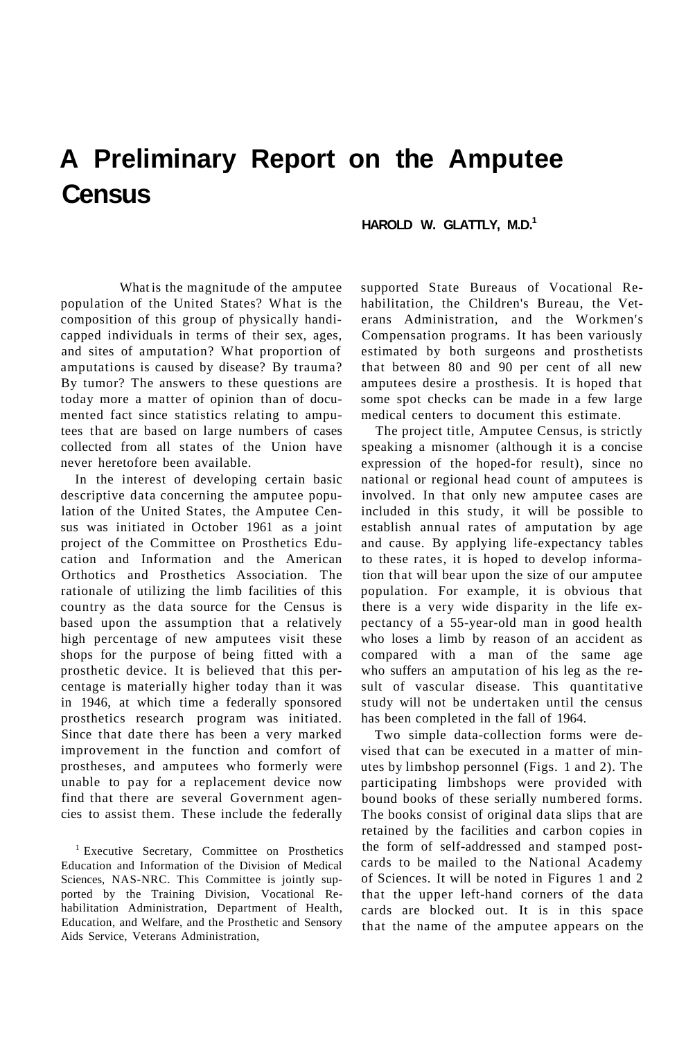# A Preliminary Report on the Amputee Census

**HAROLD W. GLATTLY, M.D.**[1]

What is the magnitude of the amputee population of the United States? What is the composition of this group of physically handicapped individuals in terms of their sex, ages, and sites of amputation? What proportion of amputations is caused by disease? By trauma? By tumor? The answers to these questions are today more a matter of opinion than of documented fact since statistics relating to amputees that are based on large numbers of cases collected from all states of the Union have never heretofore been available.

In the interest of developing certain basic descriptive data concerning the amputee population of the United States, the Amputee Census was initiated in October 1961 as a joint project of the Committee on Prosthetics Education and Information and the American Orthotics and Prosthetics Association. The rationale of utilizing the limb facilities of this country as the data source for the Census is based upon the assumption that a relatively high percentage of new amputees visit these shops for the purpose of being fitted with a prosthetic device. It is believed that this percentage is materially higher today than it was in 1946, at which time a federally sponsored prosthetics research program was initiated. Since that date there has been a very marked improvement in the function and comfort of prostheses, and amputees who formerly were unable to pay for a replacement device now find that there are several Government agencies to assist them. These include the federally supported State Bureaus of Vocational Rehabilitation, the Children's Bureau, the Veterans Administration, and the Workmen's Compensation programs. It has been variously estimated by both surgeons and prosthetists that between 80 and 90 per cent of all new amputees desire a prosthesis. It is hoped that some spot checks can be made in a few large medical centers to document this estimate.

The project title, Amputee Census, is strictly speaking a misnomer (although it is a concise expression of the hoped-for result), since no national or regional head count of amputees is involved. In that only new amputee cases are included in this study, it will be possible to establish annual rates of amputation by age and cause. By applying life-expectancy tables to these rates, it is hoped to develop information that will bear upon the size of our amputee population. For example, it is obvious that there is a very wide disparity in the life expectancy of a 55-year-old man in good health who loses a limb by reason of an accident as compared with a man of the same age who suffers an amputation of his leg as the result of vascular disease. This quantitative study will not be undertaken until the census has been completed in the fall of 1964.

Two simple data-collection forms were devised that can be executed in a matter of minutes by limbshop personnel (Figs. 1 and 2). The participating limbshops were provided with bound books of these serially numbered forms. The books consist of original data slips that are retained by the facilities and carbon copies in the form of self-addressed and stamped postcards to be mailed to the National Academy of Sciences. It will be noted in Figures 1 and 2 that the upper left-hand corners of the data cards are blocked out. It is in this space that the name of the amputee appears on the

[1] Executive Secretary, Committee on Prosthetics Education and Information of the Division of Medical Sciences, NAS-NRC. This Committee is jointly supported by the Training Division, Vocational Rehabilitation Administration, Department of Health, Education, and Welfare, and the Prosthetic and Sensory Aids Service, Veterans Administration,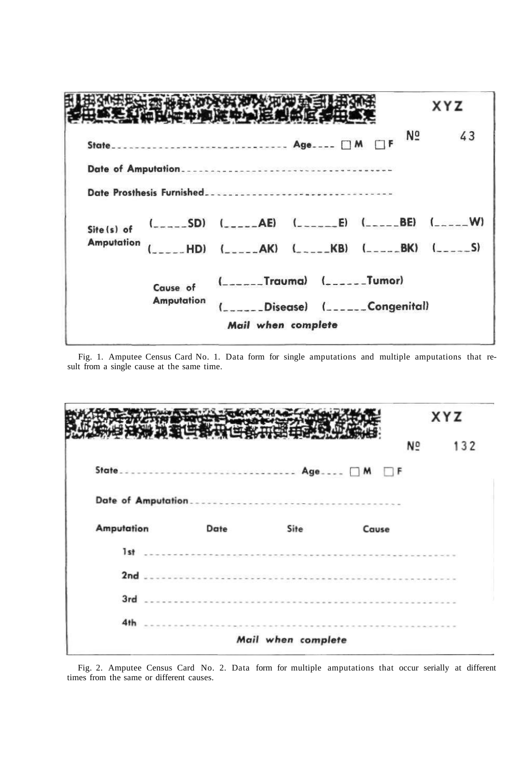XYZ

Nº 43

State............................ Age.... ☐ M ☐ F

Date of Amputation..................................

Date Prosthesis Furnished..................................

Site(s) of Amputation (_____SD) (_____AE) (______E) (_____BE) (_____W)
(_____HD) (_____AK) (_____KB) (_____BK) (_____S)

Cause of Amputation (______Trauma) (______Tumor)
(______Disease) (______Congenital)

*Mail when complete*

Fig. 1. Amputee Census Card No. 1. Data form for single amputations and multiple amputations that result from a single cause at the same time.

XYZ

Nº 132

State............................ Age.... ☐ M ☐ F

Date of Amputation..................................

| Amputation | Date | Site | Cause |
|---|---|---|---|
| 1st | | | |
| 2nd | | | |
| 3rd | | | |
| 4th | | | |

*Mail when complete*

Fig. 2. Amputee Census Card No. 2. Data form for multiple amputations that occur serially at different times from the same or different causes.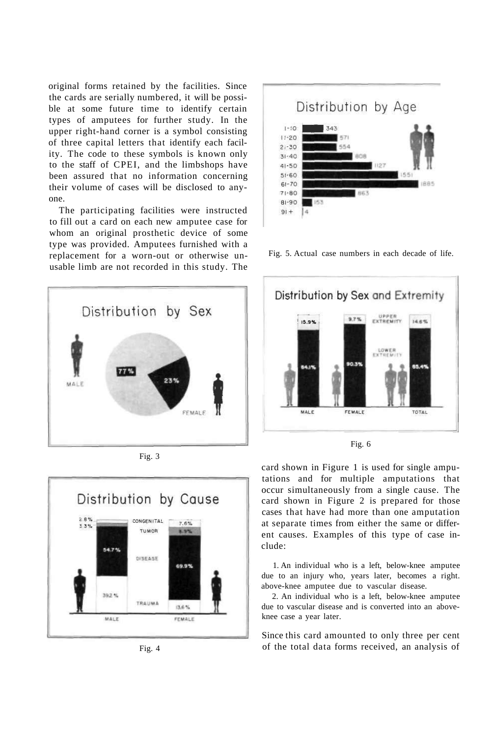original forms retained by the facilities. Since the cards are serially numbered, it will be possible at some future time to identify certain types of amputees for further study. In the upper right-hand corner is a symbol consisting of three capital letters that identify each facility. The code to these symbols is known only to the staff of CPEI, and the limbshops have been assured that no information concerning their volume of cases will be disclosed to anyone.

The participating facilities were instructed to fill out a card on each new amputee case for whom an original prosthetic device of some type was provided. Amputees furnished with a replacement for a worn-out or otherwise unusable limb are not recorded in this study. The card shown in Figure 1 is used for single amputations and for multiple amputations that occur simultaneously from a single cause. The card shown in Figure 2 is prepared for those cases that have had more than one amputation at separate times from either the same or different causes. Examples of this type of case include:

1. An individual who is a left, below-knee amputee due to an injury who, years later, becomes a right. above-knee amputee due to vascular disease.
2. An individual who is a left, below-knee amputee due to vascular disease and is converted into an above-knee case a year later.

Since this card amounted to only three per cent of the total data forms received, an analysis of

Fig. 5. Actual case numbers in each decade of life.

Fig. 3

Fig. 6

Fig. 4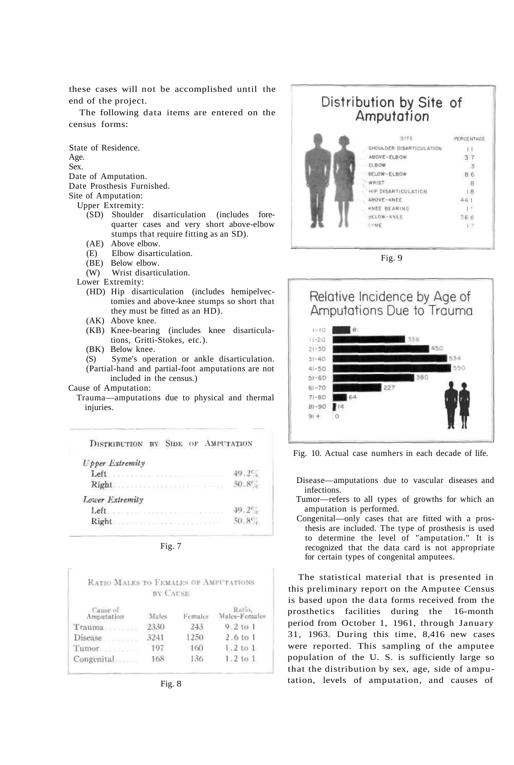these cases will not be accomplished until the end of the project.

The following data items are entered on the census forms:

State of Residence.
Age.
Sex.
Date of Amputation.
Date Prosthesis Furnished.
Site of Amputation:

Upper Extremity:

- (SD) Shoulder disarticulation (includes forequarter cases and very short above-elbow stumps that require fitting as an SD).
- (AE) Above elbow.
- (E) Elbow disarticulation.
- (BE) Below elbow.
- (W) Wrist disarticulation.

Lower Extremity:

- (HD) Hip disarticulation (includes hemipelvectomies and above-knee stumps so short that they must be fitted as an HD).
- (AK) Above knee.
- (KB) Knee-bearing (includes knee disarticulations, Gritti-Stokes, etc.).
- (BK) Below knee.
- (S) Syme's operation or ankle disarticulation.

(Partial-hand and partial-foot amputations are not included in the census.)

Cause of Amputation:

Trauma—amputations due to physical and thermal injuries.

Disease—amputations due to vascular diseases and infections.

Tumor—refers to all types of growths for which an amputation is performed.

Congenital—only cases that are fitted with a prosthesis are included. The type of prosthesis is used to determine the level of "amputation." It is recognized that the data card is not appropriate for certain types of congenital amputees.

**Distribution by Side of Amputation**

| | |
|---|---|
| *Upper Extremity* | |
| Left | 49.2% |
| Right | 50.8% |
| *Lower Extremity* | |
| Left | 49.2% |
| Right | 50.8% |

Fig. 7

**Ratio Males to Females of Amputations by Cause**

| Cause of Amputation | Males | Females | Ratio, Males–Females |
|---|---|---|---|
| Trauma | 2330 | 243 | 9.2 to 1 |
| Disease | 3241 | 1250 | 2.6 to 1 |
| Tumor | 197 | 160 | 1.2 to 1 |
| Congenital | 168 | 136 | 1.2 to 1 |

Fig. 8

**Distribution by Site of Amputation**

| Site | Percentage |
|---|---|
| Shoulder disarticulation | 1.1 |
| Above-elbow | 3.7 |
| Elbow | .3 |
| Below-elbow | 8.6 |
| Wrist | .8 |
| Hip disarticulation | 1.8 |
| Above-knee | 44.1 |
| Knee bearing | 1.1 |
| Below-knee | 36.8 |
| Syme | 1.7 |

Fig. 9

**Relative Incidence by Age of Amputations Due to Trauma**

| Age | Cases |
|---|---|
| 1-10 | 81 |
| 11-20 | 338 |
| 21-30 | 450 |
| 31-40 | 534 |
| 41-50 | 550 |
| 51-60 | 380 |
| 61-70 | 227 |
| 71-80 | 64 |
| 81-90 | 14 |
| 91+ | 0 |

Fig. 10. Actual case numhers in each decade of life.

The statistical material that is presented in this preliminary report on the Amputee Census is based upon the data forms received from the prosthetics facilities during the 16-month period from October 1, 1961, through January 31, 1963. During this time, 8,416 new cases were reported. This sampling of the amputee population of the U. S. is sufficiently large so that the distribution by sex, age, side of amputation, levels of amputation, and causes of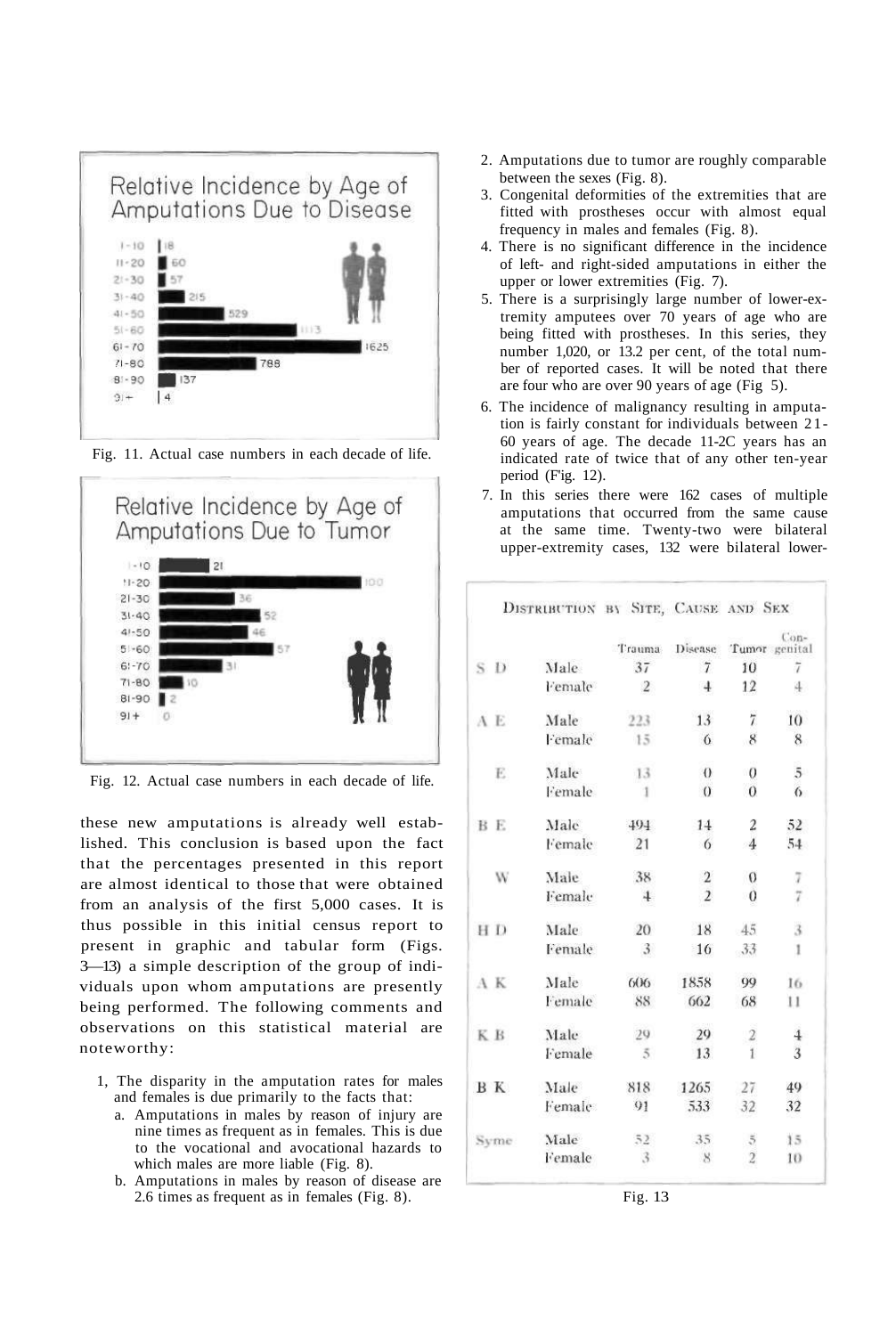Relative Incidence by Age of Amputations Due to Disease

| Age | Cases |
|---|---|
| 1-10 | 18 |
| 11-20 | 60 |
| 21-30 | 57 |
| 31-40 | 215 |
| 41-50 | 529 |
| 51-60 | 1113 |
| 61-70 | 1625 |
| 71-80 | 788 |
| 81-90 | 137 |
| 91+ | 4 |

Fig. 11. Actual case numbers in each decade of life.

Relative Incidence by Age of Amputations Due to Tumor

| Age | Cases |
|---|---|
| 1-10 | 21 |
| 11-20 | 100 |
| 21-30 | 36 |
| 31-40 | 52 |
| 41-50 | 46 |
| 51-60 | 57 |
| 61-70 | 31 |
| 71-80 | 10 |
| 81-90 | 2 |
| 91+ | 0 |

Fig. 12. Actual case numbers in each decade of life.

these new amputations is already well established. This conclusion is based upon the fact that the percentages presented in this report are almost identical to those that were obtained from an analysis of the first 5,000 cases. It is thus possible in this initial census report to present in graphic and tabular form (Figs. 3—13) a simple description of the group of individuals upon whom amputations are presently being performed. The following comments and observations on this statistical material are noteworthy:

1. The disparity in the amputation rates for males and females is due primarily to the facts that:
   a. Amputations in males by reason of injury are nine times as frequent as in females. This is due to the vocational and avocational hazards to which males are more liable (Fig. 8).
   b. Amputations in males by reason of disease are 2.6 times as frequent as in females (Fig. 8).
2. Amputations due to tumor are roughly comparable between the sexes (Fig. 8).
3. Congenital deformities of the extremities that are fitted with prostheses occur with almost equal frequency in males and females (Fig. 8).
4. There is no significant difference in the incidence of left- and right-sided amputations in either the upper or lower extremities (Fig. 7).
5. There is a surprisingly large number of lower-extremity amputees over 70 years of age who are being fitted with prostheses. In this series, they number 1,020, or 13.2 per cent, of the total number of reported cases. It will be noted that there are four who are over 90 years of age (Fig 5).
6. The incidence of malignancy resulting in amputation is fairly constant for individuals between 21-60 years of age. The decade 11-2C years has an indicated rate of twice that of any other ten-year period (Fig. 12).
7. In this series there were 162 cases of multiple amputations that occurred from the same cause at the same time. Twenty-two were bilateral upper-extremity cases, 132 were bilateral lower-

DISTRIBUTION BY SITE, CAUSE AND SEX

| Site | Sex | Trauma | Disease | Tumor | Congenital |
|---|---|---|---|---|---|
| S D | Male | 37 | 7 | 10 | 7 |
| | Female | 2 | 4 | 12 | 4 |
| A E | Male | 223 | 13 | 7 | 10 |
| | Female | 15 | 6 | 8 | 8 |
| E | Male | 13 | 0 | 0 | 5 |
| | Female | 1 | 0 | 0 | 6 |
| B E | Male | 494 | 14 | 2 | 52 |
| | Female | 21 | 6 | 4 | 54 |
| W | Male | 38 | 2 | 0 | 7 |
| | Female | 4 | 2 | 0 | 7 |
| H D | Male | 20 | 18 | 45 | 3 |
| | Female | 3 | 16 | 33 | 1 |
| A K | Male | 606 | 1858 | 99 | 16 |
| | Female | 88 | 662 | 68 | 11 |
| K B | Male | 29 | 29 | 2 | 4 |
| | Female | 5 | 13 | 1 | 3 |
| B K | Male | 818 | 1265 | 27 | 49 |
| | Female | 91 | 533 | 32 | 32 |
| Syme | Male | 52 | 35 | 5 | 15 |
| | Female | 3 | 8 | 2 | 10 |

Fig. 13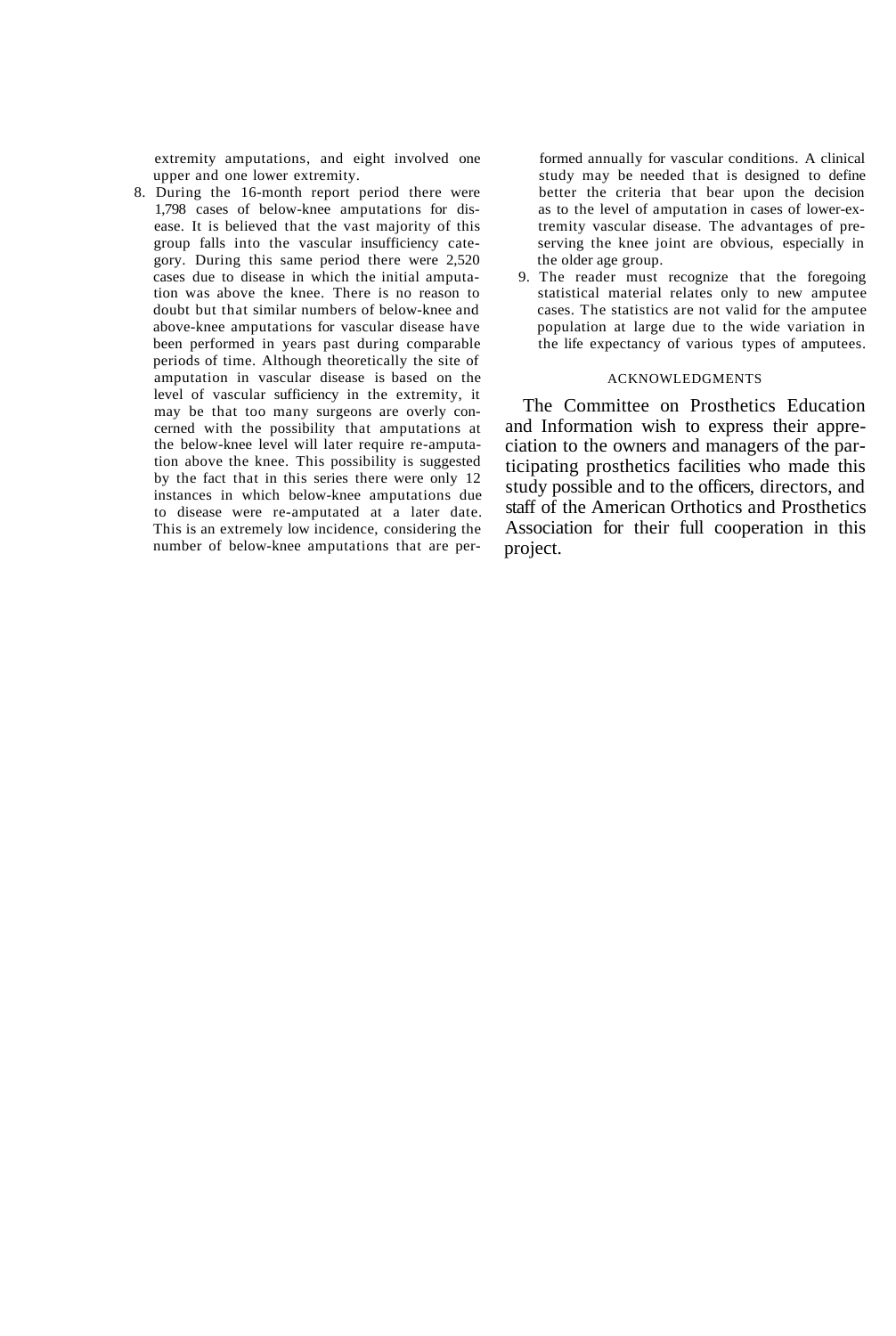extremity amputations, and eight involved one upper and one lower extremity.

8. During the 16-month report period there were 1,798 cases of below-knee amputations for disease. It is believed that the vast majority of this group falls into the vascular insufficiency category. During this same period there were 2,520 cases due to disease in which the initial amputation was above the knee. There is no reason to doubt but that similar numbers of below-knee and above-knee amputations for vascular disease have been performed in years past during comparable periods of time. Although theoretically the site of amputation in vascular disease is based on the level of vascular sufficiency in the extremity, it may be that too many surgeons are overly concerned with the possibility that amputations at the below-knee level will later require re-amputation above the knee. This possibility is suggested by the fact that in this series there were only 12 instances in which below-knee amputations due to disease were re-amputated at a later date. This is an extremely low incidence, considering the number of below-knee amputations that are performed annually for vascular conditions. A clinical study may be needed that is designed to define better the criteria that bear upon the decision as to the level of amputation in cases of lower-extremity vascular disease. The advantages of preserving the knee joint are obvious, especially in the older age group.
9. The reader must recognize that the foregoing statistical material relates only to new amputee cases. The statistics are not valid for the amputee population at large due to the wide variation in the life expectancy of various types of amputees.

## ACKNOWLEDGMENTS

The Committee on Prosthetics Education and Information wish to express their appreciation to the owners and managers of the participating prosthetics facilities who made this study possible and to the officers, directors, and staff of the American Orthotics and Prosthetics Association for their full cooperation in this project.